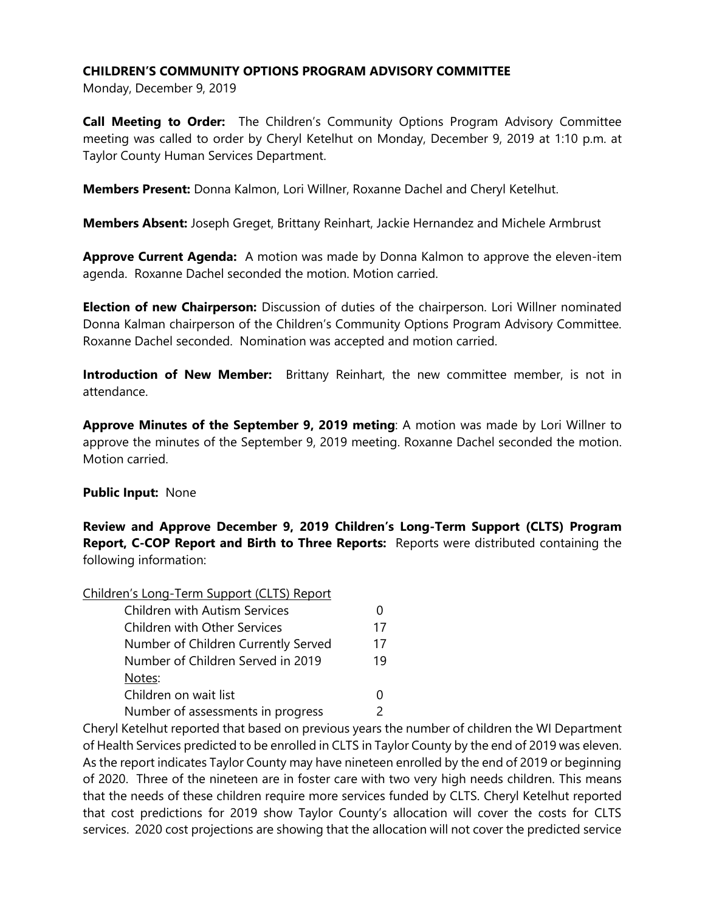**CHILDREN'S COMMUNITY OPTIONS PROGRAM ADVISORY COMMITTEE**

Monday, December 9, 2019

**Call Meeting to Order:** The Children's Community Options Program Advisory Committee meeting was called to order by Cheryl Ketelhut on Monday, December 9, 2019 at 1:10 p.m. at Taylor County Human Services Department.

**Members Present:** Donna Kalmon, Lori Willner, Roxanne Dachel and Cheryl Ketelhut.

**Members Absent:** Joseph Greget, Brittany Reinhart, Jackie Hernandez and Michele Armbrust

**Approve Current Agenda:** A motion was made by Donna Kalmon to approve the eleven-item agenda. Roxanne Dachel seconded the motion. Motion carried.

**Election of new Chairperson:** Discussion of duties of the chairperson. Lori Willner nominated Donna Kalman chairperson of the Children's Community Options Program Advisory Committee. Roxanne Dachel seconded. Nomination was accepted and motion carried.

**Introduction of New Member:** Brittany Reinhart, the new committee member, is not in attendance.

**Approve Minutes of the September 9, 2019 meting**: A motion was made by Lori Willner to approve the minutes of the September 9, 2019 meeting. Roxanne Dachel seconded the motion. Motion carried.

**Public Input:** None

**Review and Approve December 9, 2019 Children's Long-Term Support (CLTS) Program Report, C-COP Report and Birth to Three Reports:** Reports were distributed containing the following information:

Children's Long-Term Support (CLTS) Report

| | |
|---|---|
| Children with Autism Services | 0 |
| Children with Other Services | 17 |
| Number of Children Currently Served | 17 |
| Number of Children Served in 2019 | 19 |
| Notes: | |
| Children on wait list | 0 |
| Number of assessments in progress | 2 |

Cheryl Ketelhut reported that based on previous years the number of children the WI Department of Health Services predicted to be enrolled in CLTS in Taylor County by the end of 2019 was eleven. As the report indicates Taylor County may have nineteen enrolled by the end of 2019 or beginning of 2020. Three of the nineteen are in foster care with two very high needs children. This means that the needs of these children require more services funded by CLTS. Cheryl Ketelhut reported that cost predictions for 2019 show Taylor County's allocation will cover the costs for CLTS services. 2020 cost projections are showing that the allocation will not cover the predicted service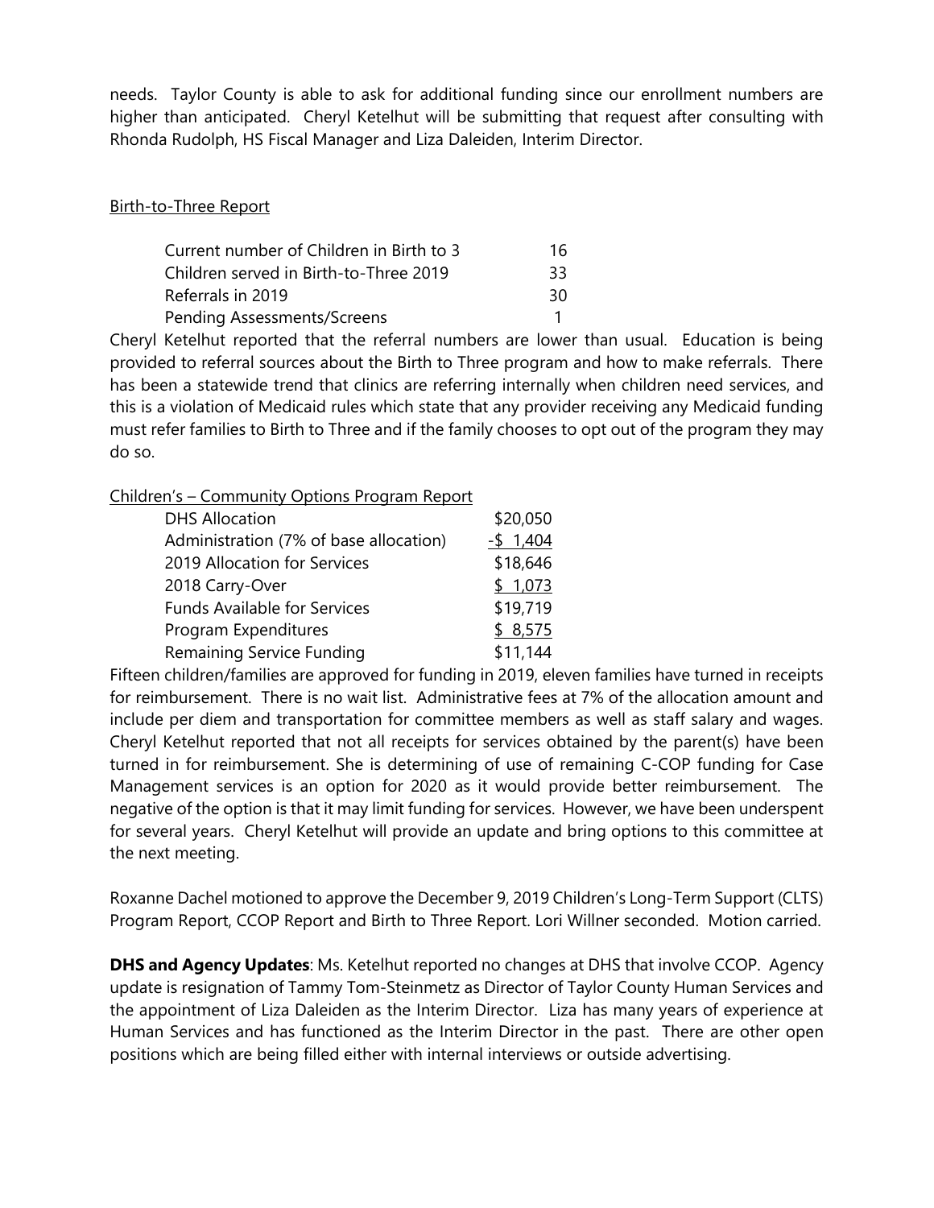needs. Taylor County is able to ask for additional funding since our enrollment numbers are higher than anticipated. Cheryl Ketelhut will be submitting that request after consulting with Rhonda Rudolph, HS Fiscal Manager and Liza Daleiden, Interim Director.

<u>Birth-to-Three Report</u>

| | |
|---|---|
| Current number of Children in Birth to 3 | 16 |
| Children served in Birth-to-Three 2019 | 33 |
| Referrals in 2019 | 30 |
| Pending Assessments/Screens | 1 |

Cheryl Ketelhut reported that the referral numbers are lower than usual. Education is being provided to referral sources about the Birth to Three program and how to make referrals. There has been a statewide trend that clinics are referring internally when children need services, and this is a violation of Medicaid rules which state that any provider receiving any Medicaid funding must refer families to Birth to Three and if the family chooses to opt out of the program they may do so.

<u>Children's – Community Options Program Report</u>

| | |
|---|---|
| DHS Allocation | \$20,050 |
| Administration (7% of base allocation) | -\$ 1,404 |
| 2019 Allocation for Services | \$18,646 |
| 2018 Carry-Over | \$ 1,073 |
| Funds Available for Services | \$19,719 |
| Program Expenditures | \$ 8,575 |
| Remaining Service Funding | \$11,144 |

Fifteen children/families are approved for funding in 2019, eleven families have turned in receipts for reimbursement. There is no wait list. Administrative fees at 7% of the allocation amount and include per diem and transportation for committee members as well as staff salary and wages. Cheryl Ketelhut reported that not all receipts for services obtained by the parent(s) have been turned in for reimbursement. She is determining of use of remaining C-COP funding for Case Management services is an option for 2020 as it would provide better reimbursement. The negative of the option is that it may limit funding for services. However, we have been underspent for several years. Cheryl Ketelhut will provide an update and bring options to this committee at the next meeting.

Roxanne Dachel motioned to approve the December 9, 2019 Children's Long-Term Support (CLTS) Program Report, CCOP Report and Birth to Three Report. Lori Willner seconded. Motion carried.

**DHS and Agency Updates**: Ms. Ketelhut reported no changes at DHS that involve CCOP. Agency update is resignation of Tammy Tom-Steinmetz as Director of Taylor County Human Services and the appointment of Liza Daleiden as the Interim Director. Liza has many years of experience at Human Services and has functioned as the Interim Director in the past. There are other open positions which are being filled either with internal interviews or outside advertising.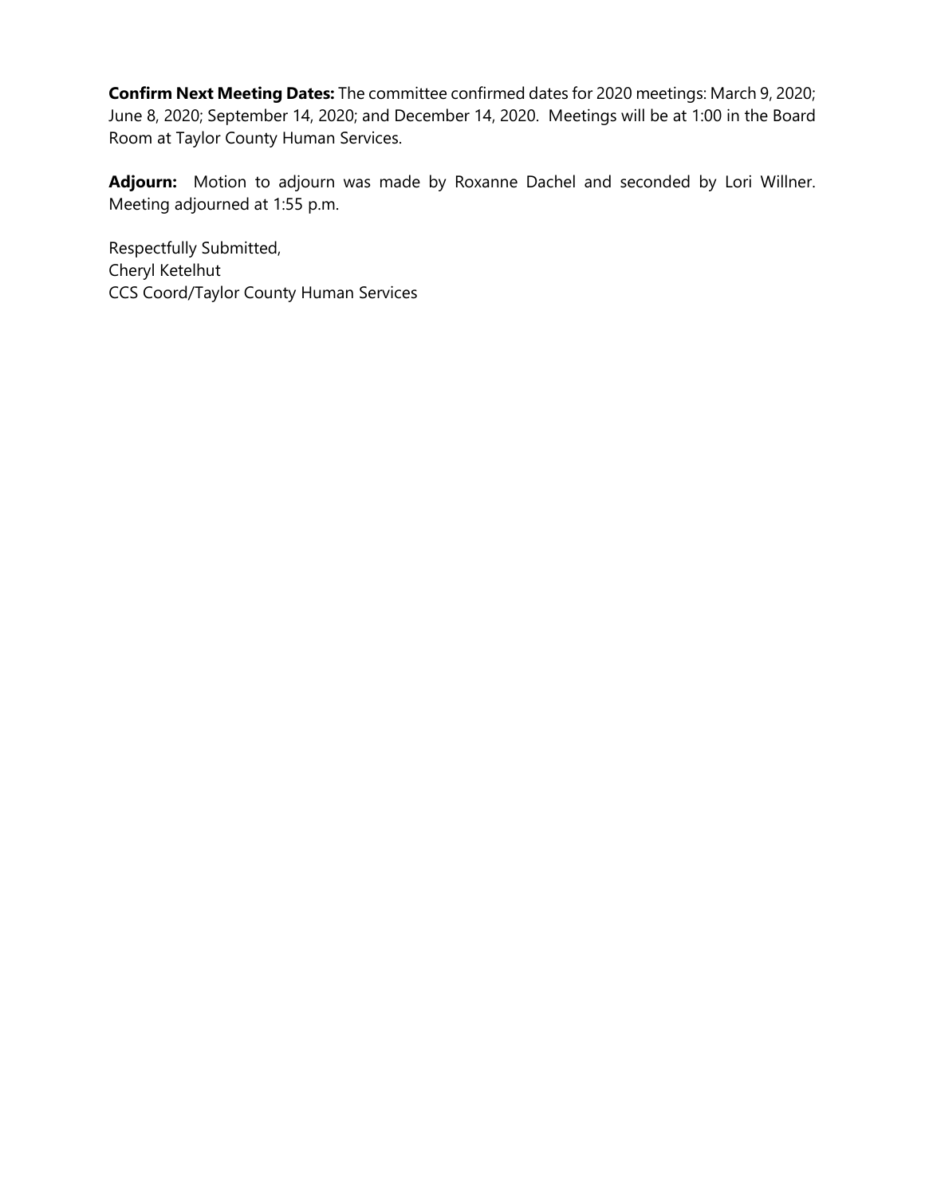**Confirm Next Meeting Dates:** The committee confirmed dates for 2020 meetings: March 9, 2020; June 8, 2020; September 14, 2020; and December 14, 2020. Meetings will be at 1:00 in the Board Room at Taylor County Human Services.

**Adjourn:** Motion to adjourn was made by Roxanne Dachel and seconded by Lori Willner. Meeting adjourned at 1:55 p.m.

Respectfully Submitted,
Cheryl Ketelhut
CCS Coord/Taylor County Human Services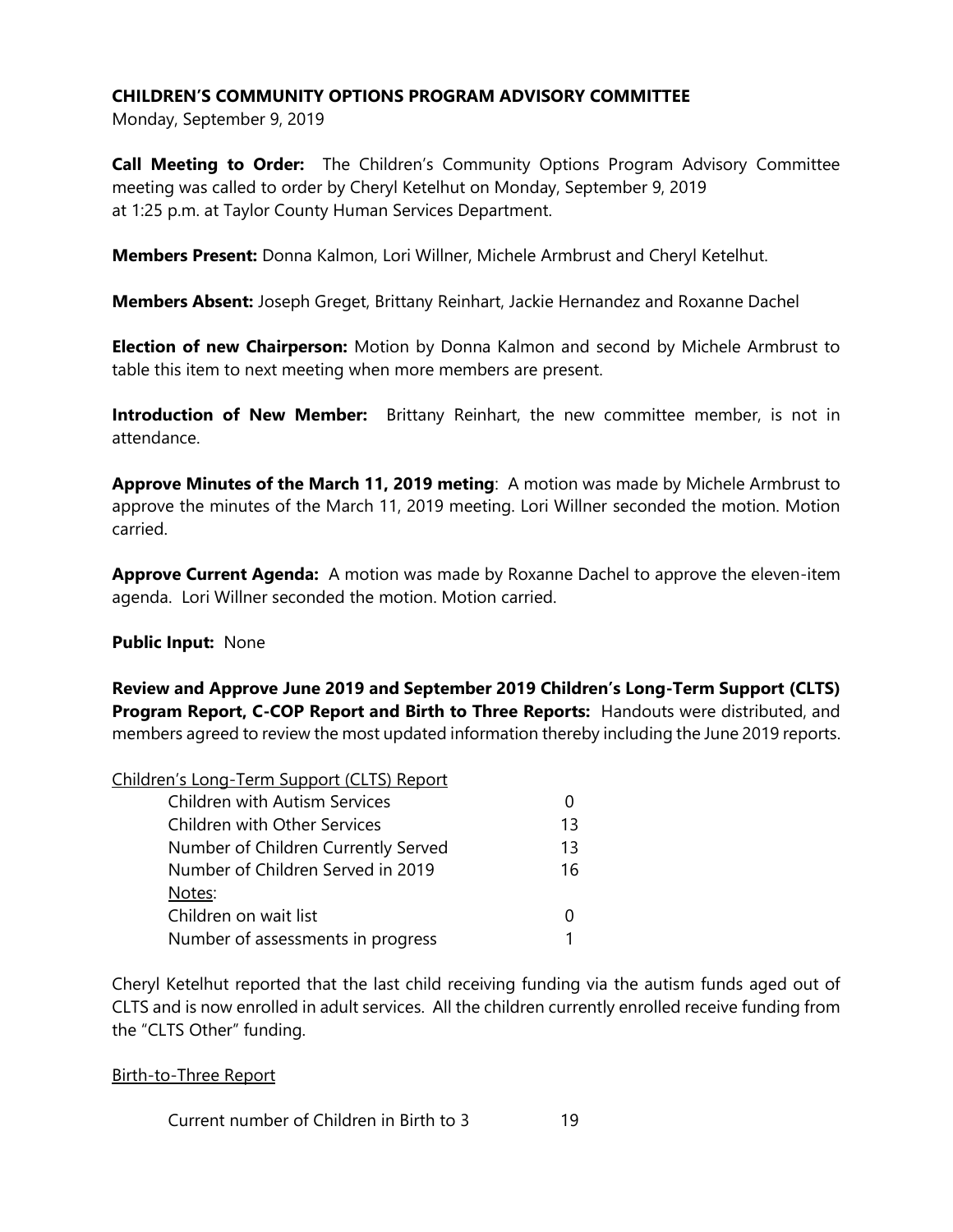**CHILDREN'S COMMUNITY OPTIONS PROGRAM ADVISORY COMMITTEE**

Monday, September 9, 2019

**Call Meeting to Order:** The Children's Community Options Program Advisory Committee meeting was called to order by Cheryl Ketelhut on Monday, September 9, 2019 at 1:25 p.m. at Taylor County Human Services Department.

**Members Present:** Donna Kalmon, Lori Willner, Michele Armbrust and Cheryl Ketelhut.

**Members Absent:** Joseph Greget, Brittany Reinhart, Jackie Hernandez and Roxanne Dachel

**Election of new Chairperson:** Motion by Donna Kalmon and second by Michele Armbrust to table this item to next meeting when more members are present.

**Introduction of New Member:** Brittany Reinhart, the new committee member, is not in attendance.

**Approve Minutes of the March 11, 2019 meting**: A motion was made by Michele Armbrust to approve the minutes of the March 11, 2019 meeting. Lori Willner seconded the motion. Motion carried.

**Approve Current Agenda:** A motion was made by Roxanne Dachel to approve the eleven-item agenda. Lori Willner seconded the motion. Motion carried.

**Public Input:** None

**Review and Approve June 2019 and September 2019 Children's Long-Term Support (CLTS) Program Report, C-COP Report and Birth to Three Reports:** Handouts were distributed, and members agreed to review the most updated information thereby including the June 2019 reports.

Children's Long-Term Support (CLTS) Report

| | |
|---|---|
| Children with Autism Services | 0 |
| Children with Other Services | 13 |
| Number of Children Currently Served | 13 |
| Number of Children Served in 2019 | 16 |
| Notes: | |
| Children on wait list | 0 |
| Number of assessments in progress | 1 |

Cheryl Ketelhut reported that the last child receiving funding via the autism funds aged out of CLTS and is now enrolled in adult services. All the children currently enrolled receive funding from the "CLTS Other" funding.

Birth-to-Three Report

| | |
|---|---|
| Current number of Children in Birth to 3 | 19 |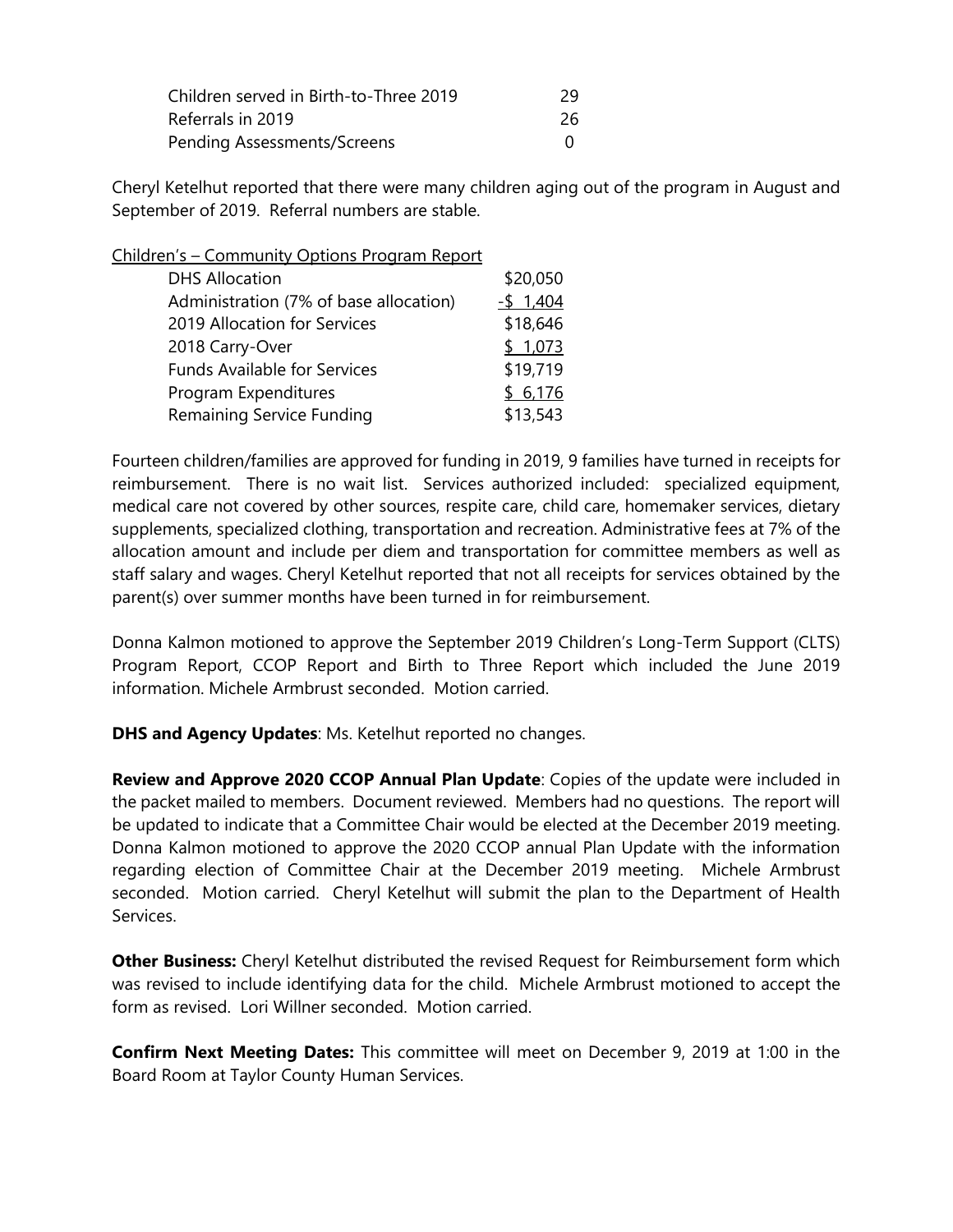| | |
|---|---|
| Children served in Birth-to-Three 2019 | 29 |
| Referrals in 2019 | 26 |
| Pending Assessments/Screens | 0 |

Cheryl Ketelhut reported that there were many children aging out of the program in August and September of 2019. Referral numbers are stable.

Children's – Community Options Program Report

| | |
|---|---|
| DHS Allocation | $20,050 |
| Administration (7% of base allocation) | -$ 1,404 |
| 2019 Allocation for Services | $18,646 |
| 2018 Carry-Over | $ 1,073 |
| Funds Available for Services | $19,719 |
| Program Expenditures | $ 6,176 |
| Remaining Service Funding | $13,543 |

Fourteen children/families are approved for funding in 2019, 9 families have turned in receipts for reimbursement. There is no wait list. Services authorized included: specialized equipment, medical care not covered by other sources, respite care, child care, homemaker services, dietary supplements, specialized clothing, transportation and recreation. Administrative fees at 7% of the allocation amount and include per diem and transportation for committee members as well as staff salary and wages. Cheryl Ketelhut reported that not all receipts for services obtained by the parent(s) over summer months have been turned in for reimbursement.

Donna Kalmon motioned to approve the September 2019 Children's Long-Term Support (CLTS) Program Report, CCOP Report and Birth to Three Report which included the June 2019 information. Michele Armbrust seconded. Motion carried.

**DHS and Agency Updates**: Ms. Ketelhut reported no changes.

**Review and Approve 2020 CCOP Annual Plan Update**: Copies of the update were included in the packet mailed to members. Document reviewed. Members had no questions. The report will be updated to indicate that a Committee Chair would be elected at the December 2019 meeting. Donna Kalmon motioned to approve the 2020 CCOP annual Plan Update with the information regarding election of Committee Chair at the December 2019 meeting. Michele Armbrust seconded. Motion carried. Cheryl Ketelhut will submit the plan to the Department of Health Services.

**Other Business:** Cheryl Ketelhut distributed the revised Request for Reimbursement form which was revised to include identifying data for the child. Michele Armbrust motioned to accept the form as revised. Lori Willner seconded. Motion carried.

**Confirm Next Meeting Dates:** This committee will meet on December 9, 2019 at 1:00 in the Board Room at Taylor County Human Services.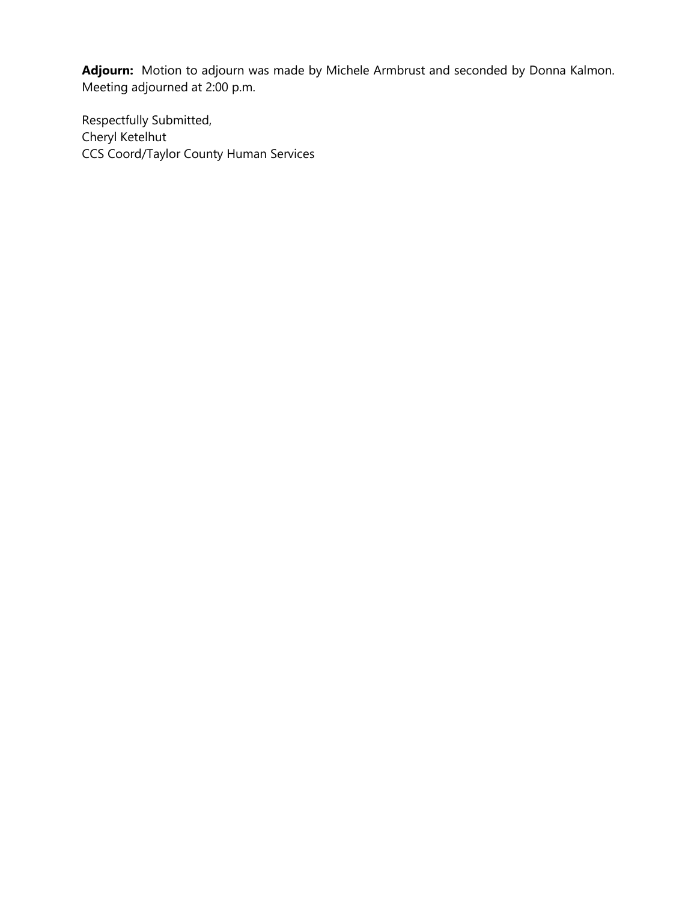**Adjourn:** Motion to adjourn was made by Michele Armbrust and seconded by Donna Kalmon. Meeting adjourned at 2:00 p.m.

Respectfully Submitted,
Cheryl Ketelhut
CCS Coord/Taylor County Human Services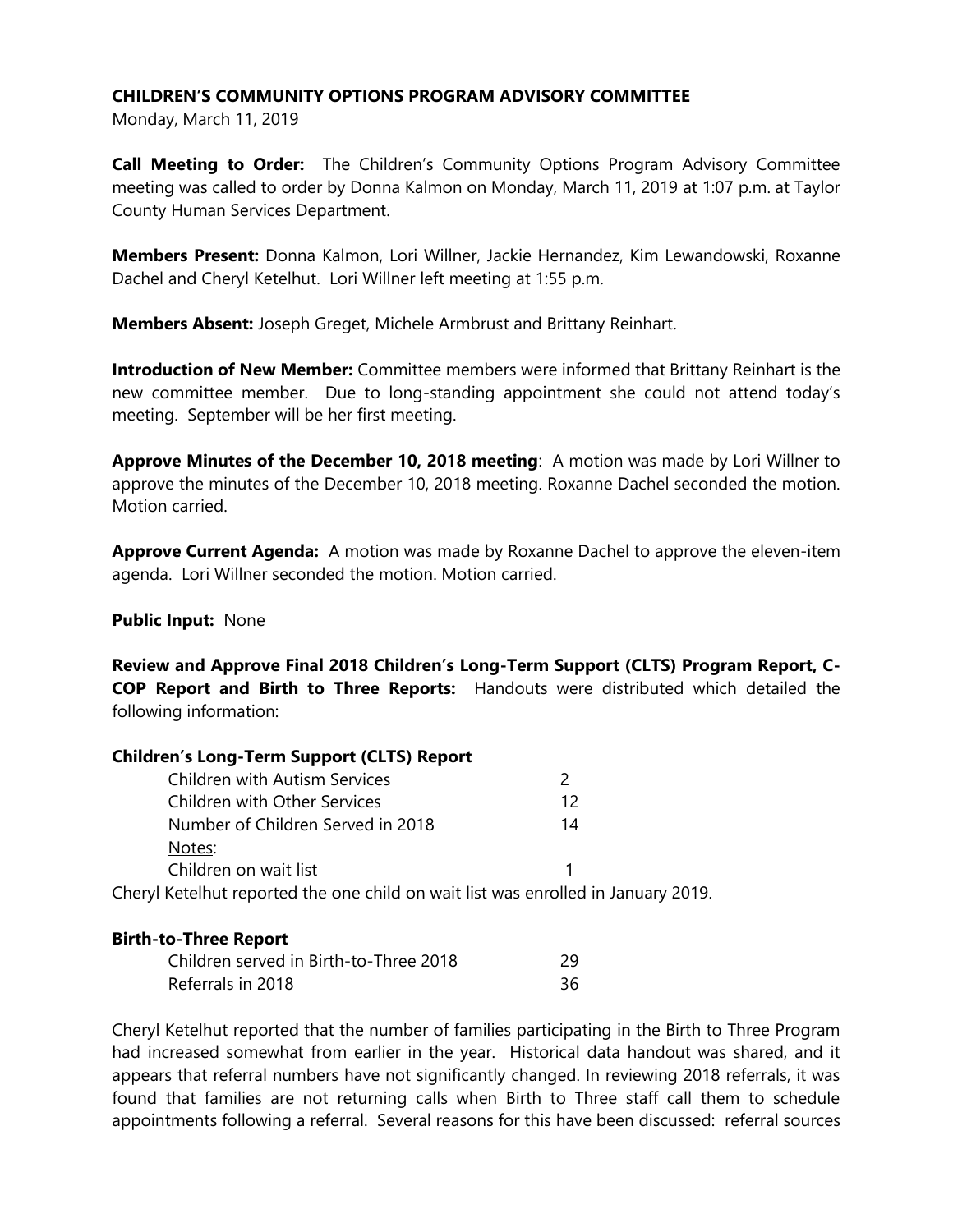**CHILDREN'S COMMUNITY OPTIONS PROGRAM ADVISORY COMMITTEE**

Monday, March 11, 2019

**Call Meeting to Order:** The Children's Community Options Program Advisory Committee meeting was called to order by Donna Kalmon on Monday, March 11, 2019 at 1:07 p.m. at Taylor County Human Services Department.

**Members Present:** Donna Kalmon, Lori Willner, Jackie Hernandez, Kim Lewandowski, Roxanne Dachel and Cheryl Ketelhut. Lori Willner left meeting at 1:55 p.m.

**Members Absent:** Joseph Greget, Michele Armbrust and Brittany Reinhart.

**Introduction of New Member:** Committee members were informed that Brittany Reinhart is the new committee member. Due to long-standing appointment she could not attend today's meeting. September will be her first meeting.

**Approve Minutes of the December 10, 2018 meeting**: A motion was made by Lori Willner to approve the minutes of the December 10, 2018 meeting. Roxanne Dachel seconded the motion. Motion carried.

**Approve Current Agenda:** A motion was made by Roxanne Dachel to approve the eleven-item agenda. Lori Willner seconded the motion. Motion carried.

**Public Input:** None

**Review and Approve Final 2018 Children's Long-Term Support (CLTS) Program Report, C-COP Report and Birth to Three Reports:** Handouts were distributed which detailed the following information:

**Children's Long-Term Support (CLTS) Report**

| | |
|---|---|
| Children with Autism Services | 2 |
| Children with Other Services | 12 |
| Number of Children Served in 2018 | 14 |
| Notes: | |
| Children on wait list | 1 |

Cheryl Ketelhut reported the one child on wait list was enrolled in January 2019.

**Birth-to-Three Report**

| | |
|---|---|
| Children served in Birth-to-Three 2018 | 29 |
| Referrals in 2018 | 36 |

Cheryl Ketelhut reported that the number of families participating in the Birth to Three Program had increased somewhat from earlier in the year. Historical data handout was shared, and it appears that referral numbers have not significantly changed. In reviewing 2018 referrals, it was found that families are not returning calls when Birth to Three staff call them to schedule appointments following a referral. Several reasons for this have been discussed: referral sources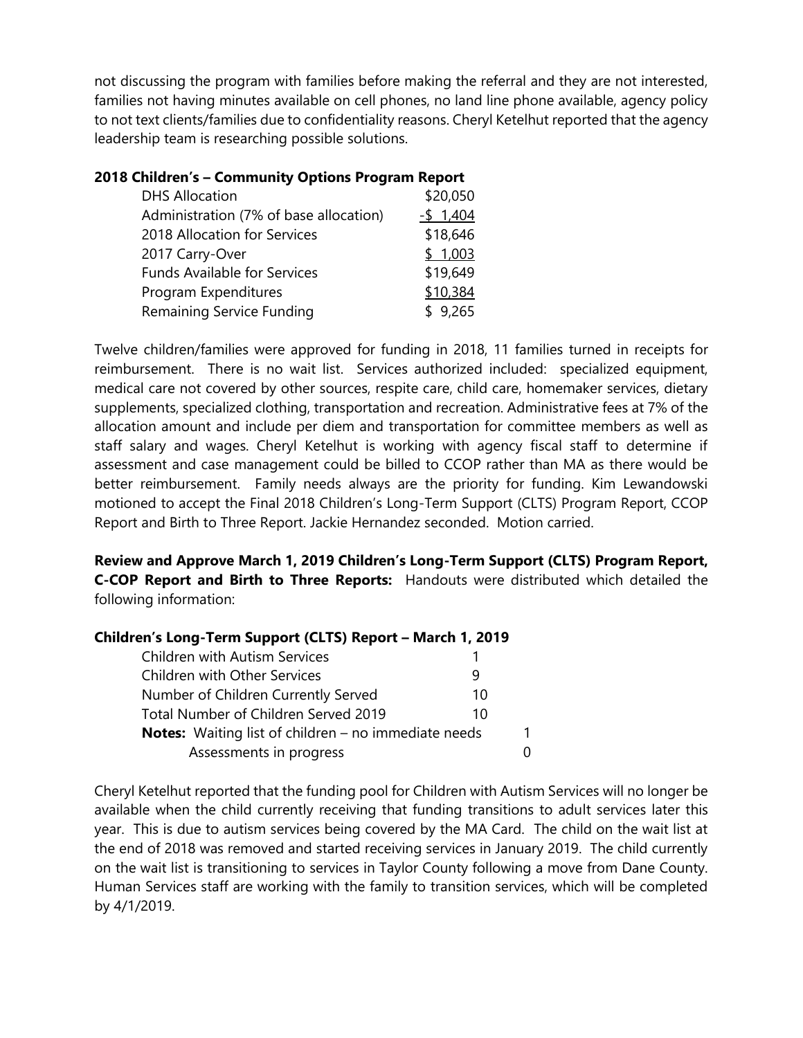not discussing the program with families before making the referral and they are not interested, families not having minutes available on cell phones, no land line phone available, agency policy to not text clients/families due to confidentiality reasons. Cheryl Ketelhut reported that the agency leadership team is researching possible solutions.

**2018 Children's – Community Options Program Report**

| | |
|---|---|
| DHS Allocation | \$20,050 |
| Administration (7% of base allocation) | -\$ 1,404 |
| 2018 Allocation for Services | \$18,646 |
| 2017 Carry-Over | \$ 1,003 |
| Funds Available for Services | \$19,649 |
| Program Expenditures | \$10,384 |
| Remaining Service Funding | \$ 9,265 |

Twelve children/families were approved for funding in 2018, 11 families turned in receipts for reimbursement. There is no wait list. Services authorized included: specialized equipment, medical care not covered by other sources, respite care, child care, homemaker services, dietary supplements, specialized clothing, transportation and recreation. Administrative fees at 7% of the allocation amount and include per diem and transportation for committee members as well as staff salary and wages. Cheryl Ketelhut is working with agency fiscal staff to determine if assessment and case management could be billed to CCOP rather than MA as there would be better reimbursement. Family needs always are the priority for funding. Kim Lewandowski motioned to accept the Final 2018 Children's Long-Term Support (CLTS) Program Report, CCOP Report and Birth to Three Report. Jackie Hernandez seconded. Motion carried.

**Review and Approve March 1, 2019 Children's Long-Term Support (CLTS) Program Report, C-COP Report and Birth to Three Reports:** Handouts were distributed which detailed the following information:

**Children's Long-Term Support (CLTS) Report – March 1, 2019**

| | |
|---|---|
| Children with Autism Services | 1 |
| Children with Other Services | 9 |
| Number of Children Currently Served | 10 |
| Total Number of Children Served 2019 | 10 |
| **Notes:** Waiting list of children – no immediate needs | 1 |
| Assessments in progress | 0 |

Cheryl Ketelhut reported that the funding pool for Children with Autism Services will no longer be available when the child currently receiving that funding transitions to adult services later this year. This is due to autism services being covered by the MA Card. The child on the wait list at the end of 2018 was removed and started receiving services in January 2019. The child currently on the wait list is transitioning to services in Taylor County following a move from Dane County. Human Services staff are working with the family to transition services, which will be completed by 4/1/2019.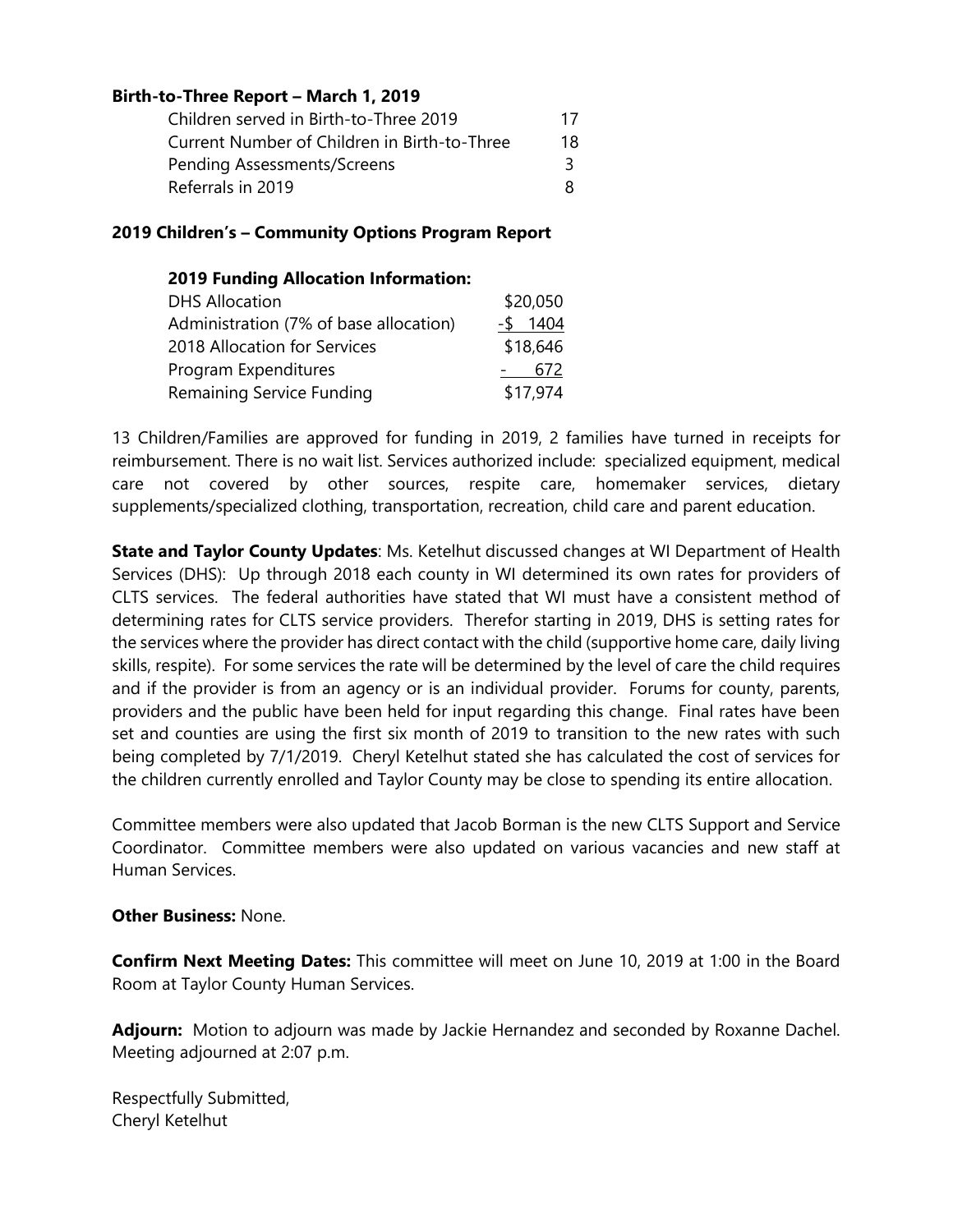**Birth-to-Three Report – March 1, 2019**

| | |
|---|---|
| Children served in Birth-to-Three 2019 | 17 |
| Current Number of Children in Birth-to-Three | 18 |
| Pending Assessments/Screens | 3 |
| Referrals in 2019 | 8 |

**2019 Children's – Community Options Program Report**

**2019 Funding Allocation Information:**

| | |
|---|---|
| DHS Allocation | $20,050 |
| Administration (7% of base allocation) | -$ 1404 |
| 2018 Allocation for Services | $18,646 |
| Program Expenditures | - 672 |
| Remaining Service Funding | $17,974 |

13 Children/Families are approved for funding in 2019, 2 families have turned in receipts for reimbursement. There is no wait list. Services authorized include: specialized equipment, medical care not covered by other sources, respite care, homemaker services, dietary supplements/specialized clothing, transportation, recreation, child care and parent education.

**State and Taylor County Updates**: Ms. Ketelhut discussed changes at WI Department of Health Services (DHS): Up through 2018 each county in WI determined its own rates for providers of CLTS services. The federal authorities have stated that WI must have a consistent method of determining rates for CLTS service providers. Therefor starting in 2019, DHS is setting rates for the services where the provider has direct contact with the child (supportive home care, daily living skills, respite). For some services the rate will be determined by the level of care the child requires and if the provider is from an agency or is an individual provider. Forums for county, parents, providers and the public have been held for input regarding this change. Final rates have been set and counties are using the first six month of 2019 to transition to the new rates with such being completed by 7/1/2019. Cheryl Ketelhut stated she has calculated the cost of services for the children currently enrolled and Taylor County may be close to spending its entire allocation.

Committee members were also updated that Jacob Borman is the new CLTS Support and Service Coordinator. Committee members were also updated on various vacancies and new staff at Human Services.

**Other Business:** None.

**Confirm Next Meeting Dates:** This committee will meet on June 10, 2019 at 1:00 in the Board Room at Taylor County Human Services.

**Adjourn:** Motion to adjourn was made by Jackie Hernandez and seconded by Roxanne Dachel. Meeting adjourned at 2:07 p.m.

Respectfully Submitted,
Cheryl Ketelhut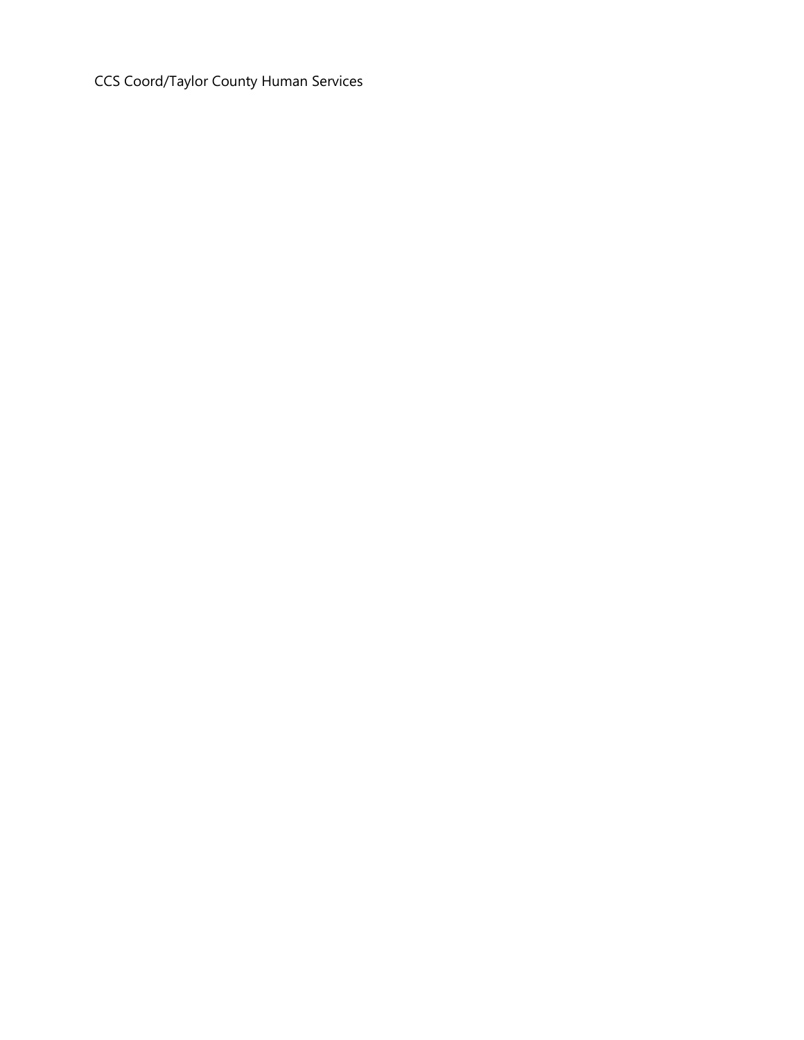CCS Coord/Taylor County Human Services